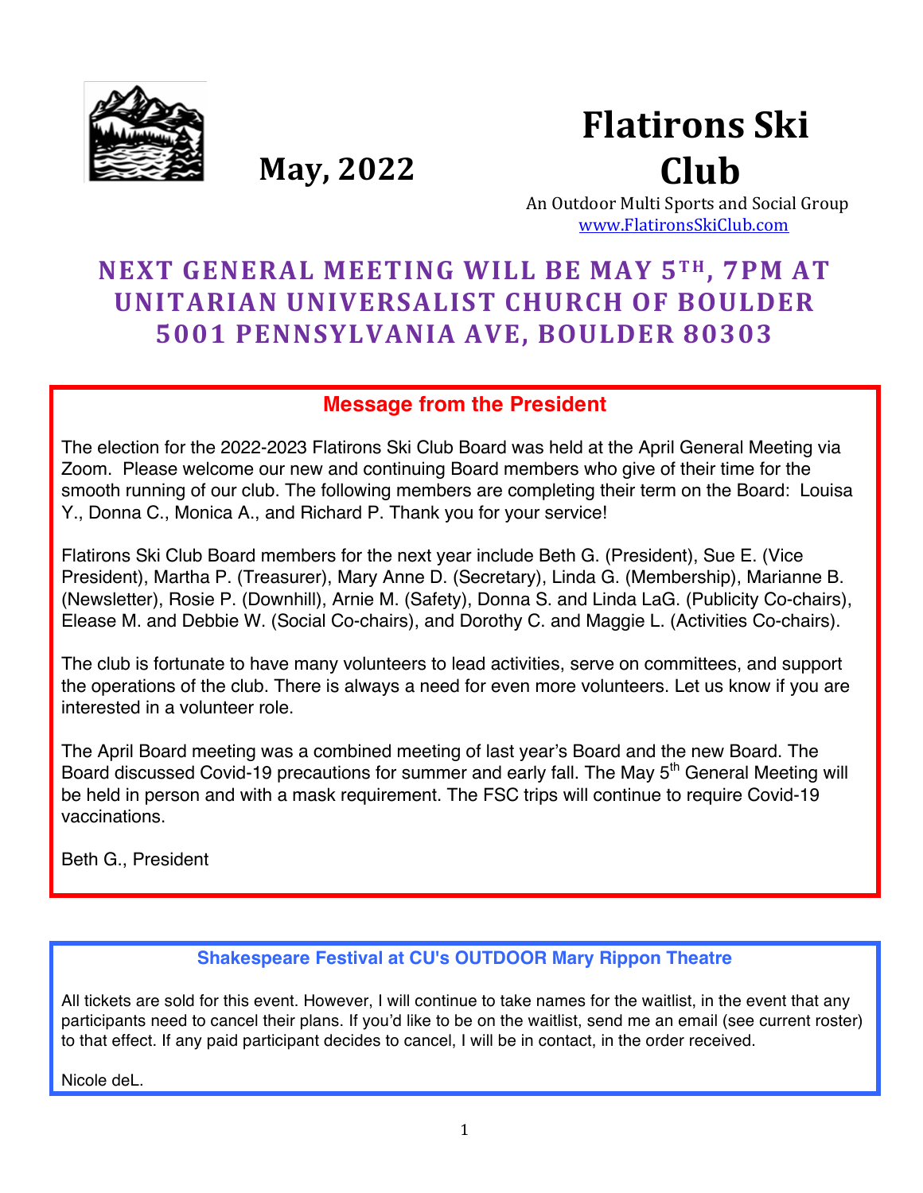# Flatirons Ski Club

**May, 2022**

An Outdoor Multi Sports and Social Group
www.FlatironsSkiClub.com

## NEXT GENERAL MEETING WILL BE MAY 5TH, 7PM AT UNITARIAN UNIVERSALIST CHURCH OF BOULDER 5001 PENNSYLVANIA AVE, BOULDER 80303

### Message from the President

The election for the 2022-2023 Flatirons Ski Club Board was held at the April General Meeting via Zoom. Please welcome our new and continuing Board members who give of their time for the smooth running of our club. The following members are completing their term on the Board: Louisa Y., Donna C., Monica A., and Richard P. Thank you for your service!

Flatirons Ski Club Board members for the next year include Beth G. (President), Sue E. (Vice President), Martha P. (Treasurer), Mary Anne D. (Secretary), Linda G. (Membership), Marianne B. (Newsletter), Rosie P. (Downhill), Arnie M. (Safety), Donna S. and Linda LaG. (Publicity Co-chairs), Elease M. and Debbie W. (Social Co-chairs), and Dorothy C. and Maggie L. (Activities Co-chairs).

The club is fortunate to have many volunteers to lead activities, serve on committees, and support the operations of the club. There is always a need for even more volunteers. Let us know if you are interested in a volunteer role.

The April Board meeting was a combined meeting of last year's Board and the new Board. The Board discussed Covid-19 precautions for summer and early fall. The May 5th General Meeting will be held in person and with a mask requirement. The FSC trips will continue to require Covid-19 vaccinations.

Beth G., President

### Shakespeare Festival at CU's OUTDOOR Mary Rippon Theatre

All tickets are sold for this event. However, I will continue to take names for the waitlist, in the event that any participants need to cancel their plans. If you'd like to be on the waitlist, send me an email (see current roster) to that effect. If any paid participant decides to cancel, I will be in contact, in the order received.

Nicole deL.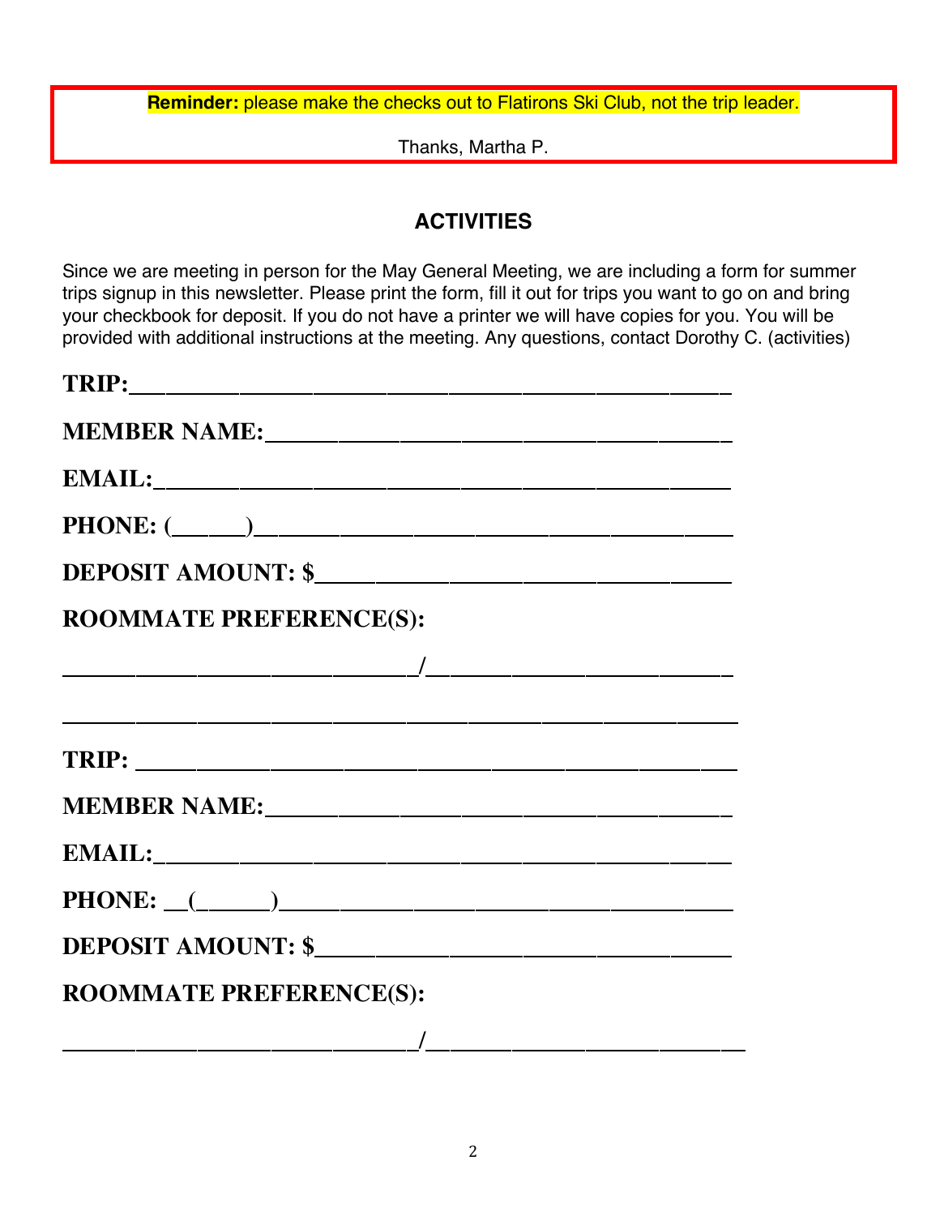**Reminder:** please make the checks out to Flatirons Ski Club, not the trip leader.

Thanks, Martha P.

## ACTIVITIES

Since we are meeting in person for the May General Meeting, we are including a form for summer trips signup in this newsletter. Please print the form, fill it out for trips you want to go on and bring your checkbook for deposit. If you do not have a printer we will have copies for you. You will be provided with additional instructions at the meeting. Any questions, contact Dorothy C. (activities)

**TRIP:**___________________________________________

**MEMBER NAME:**_________________________________

**EMAIL:**__________________________________________

**PHONE: (______)**___________________________________

**DEPOSIT AMOUNT: $**______________________________

**ROOMMATE PREFERENCE(S):**

_________________________/______________________

_______________________________________________

**TRIP:** __________________________________________

**MEMBER NAME:**_________________________________

**EMAIL:**__________________________________________

**PHONE: __(______)**_________________________________

**DEPOSIT AMOUNT: $**______________________________

**ROOMMATE PREFERENCE(S):**

_________________________/______________________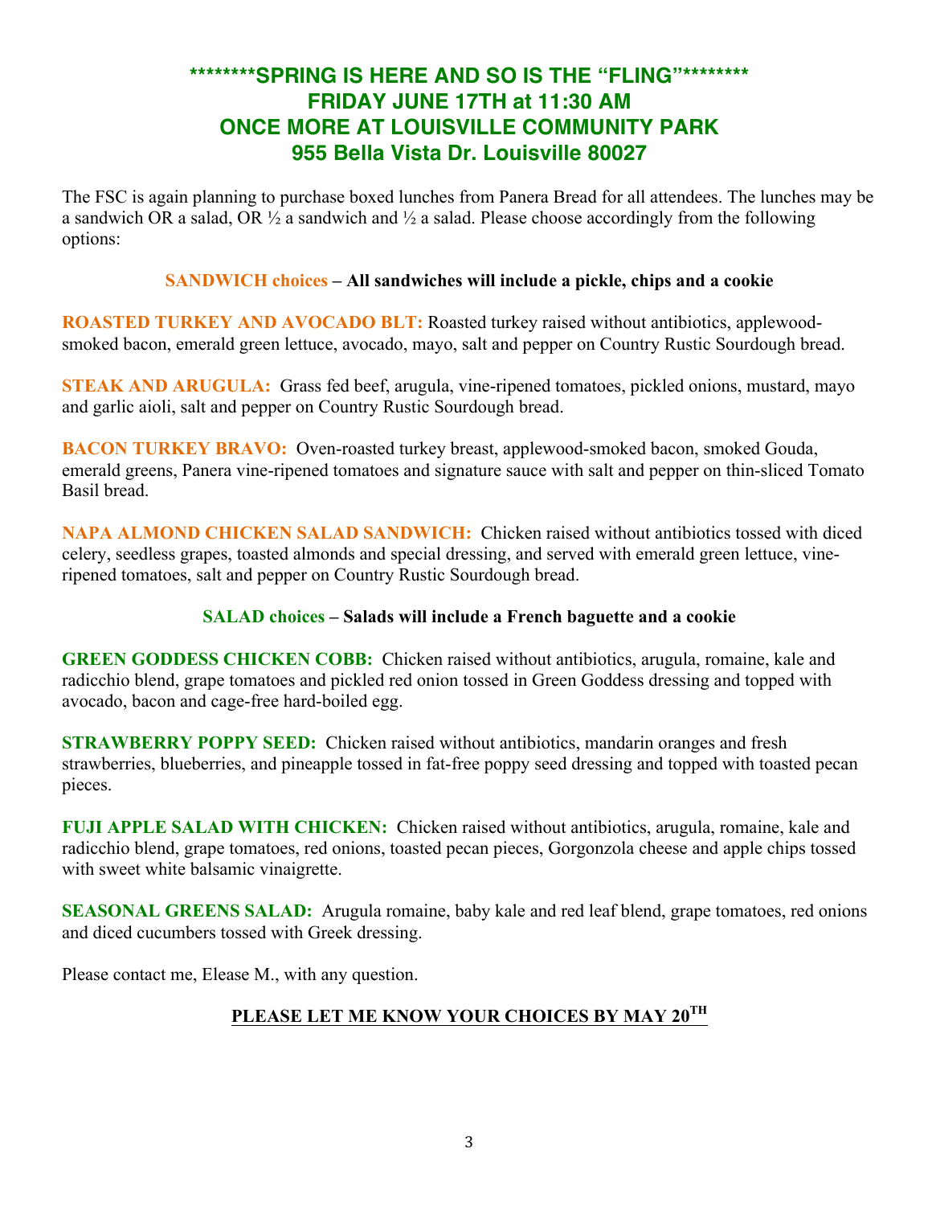## \*\*\*\*\*\*\*\*SPRING IS HERE AND SO IS THE "FLING"\*\*\*\*\*\*\*\*
## FRIDAY JUNE 17TH at 11:30 AM
## ONCE MORE AT LOUISVILLE COMMUNITY PARK
## 955 Bella Vista Dr. Louisville 80027

The FSC is again planning to purchase boxed lunches from Panera Bread for all attendees. The lunches may be a sandwich OR a salad, OR ½ a sandwich and ½ a salad. Please choose accordingly from the following options:

### SANDWICH choices – All sandwiches will include a pickle, chips and a cookie

**ROASTED TURKEY AND AVOCADO BLT:** Roasted turkey raised without antibiotics, applewood-smoked bacon, emerald green lettuce, avocado, mayo, salt and pepper on Country Rustic Sourdough bread.

**STEAK AND ARUGULA:** Grass fed beef, arugula, vine-ripened tomatoes, pickled onions, mustard, mayo and garlic aioli, salt and pepper on Country Rustic Sourdough bread.

**BACON TURKEY BRAVO:** Oven-roasted turkey breast, applewood-smoked bacon, smoked Gouda, emerald greens, Panera vine-ripened tomatoes and signature sauce with salt and pepper on thin-sliced Tomato Basil bread.

**NAPA ALMOND CHICKEN SALAD SANDWICH:** Chicken raised without antibiotics tossed with diced celery, seedless grapes, toasted almonds and special dressing, and served with emerald green lettuce, vine-ripened tomatoes, salt and pepper on Country Rustic Sourdough bread.

### SALAD choices – Salads will include a French baguette and a cookie

**GREEN GODDESS CHICKEN COBB:** Chicken raised without antibiotics, arugula, romaine, kale and radicchio blend, grape tomatoes and pickled red onion tossed in Green Goddess dressing and topped with avocado, bacon and cage-free hard-boiled egg.

**STRAWBERRY POPPY SEED:** Chicken raised without antibiotics, mandarin oranges and fresh strawberries, blueberries, and pineapple tossed in fat-free poppy seed dressing and topped with toasted pecan pieces.

**FUJI APPLE SALAD WITH CHICKEN:** Chicken raised without antibiotics, arugula, romaine, kale and radicchio blend, grape tomatoes, red onions, toasted pecan pieces, Gorgonzola cheese and apple chips tossed with sweet white balsamic vinaigrette.

**SEASONAL GREENS SALAD:** Arugula romaine, baby kale and red leaf blend, grape tomatoes, red onions and diced cucumbers tossed with Greek dressing.

Please contact me, Elease M., with any question.

**PLEASE LET ME KNOW YOUR CHOICES BY MAY 20TH**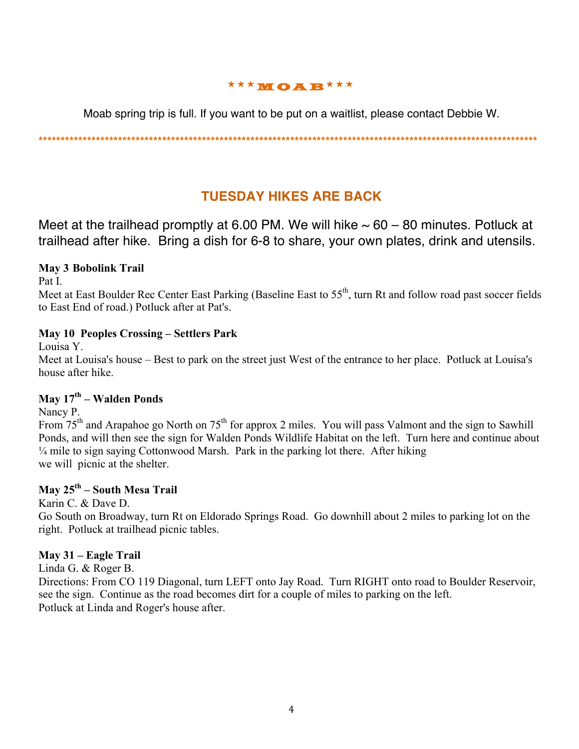# ★★★MOAB★★★

Moab spring trip is full. If you want to be put on a waitlist, please contact Debbie W.

***************************************************************************************************************

## TUESDAY HIKES ARE BACK

Meet at the trailhead promptly at 6.00 PM. We will hike ~ 60 – 80 minutes. Potluck at trailhead after hike. Bring a dish for 6-8 to share, your own plates, drink and utensils.

**May 3 Bobolink Trail**
Pat I.
Meet at East Boulder Rec Center East Parking (Baseline East to 55th, turn Rt and follow road past soccer fields to East End of road.) Potluck after at Pat's.

**May 10 Peoples Crossing – Settlers Park**
Louisa Y.
Meet at Louisa's house – Best to park on the street just West of the entrance to her place. Potluck at Louisa's house after hike.

**May 17th – Walden Ponds**
Nancy P.
From 75th and Arapahoe go North on 75th for approx 2 miles. You will pass Valmont and the sign to Sawhill Ponds, and will then see the sign for Walden Ponds Wildlife Habitat on the left. Turn here and continue about ¼ mile to sign saying Cottonwood Marsh. Park in the parking lot there. After hiking we will picnic at the shelter.

**May 25th – South Mesa Trail**
Karin C. & Dave D.
Go South on Broadway, turn Rt on Eldorado Springs Road. Go downhill about 2 miles to parking lot on the right. Potluck at trailhead picnic tables.

**May 31 – Eagle Trail**
Linda G. & Roger B.
Directions: From CO 119 Diagonal, turn LEFT onto Jay Road. Turn RIGHT onto road to Boulder Reservoir, see the sign. Continue as the road becomes dirt for a couple of miles to parking on the left.
Potluck at Linda and Roger's house after.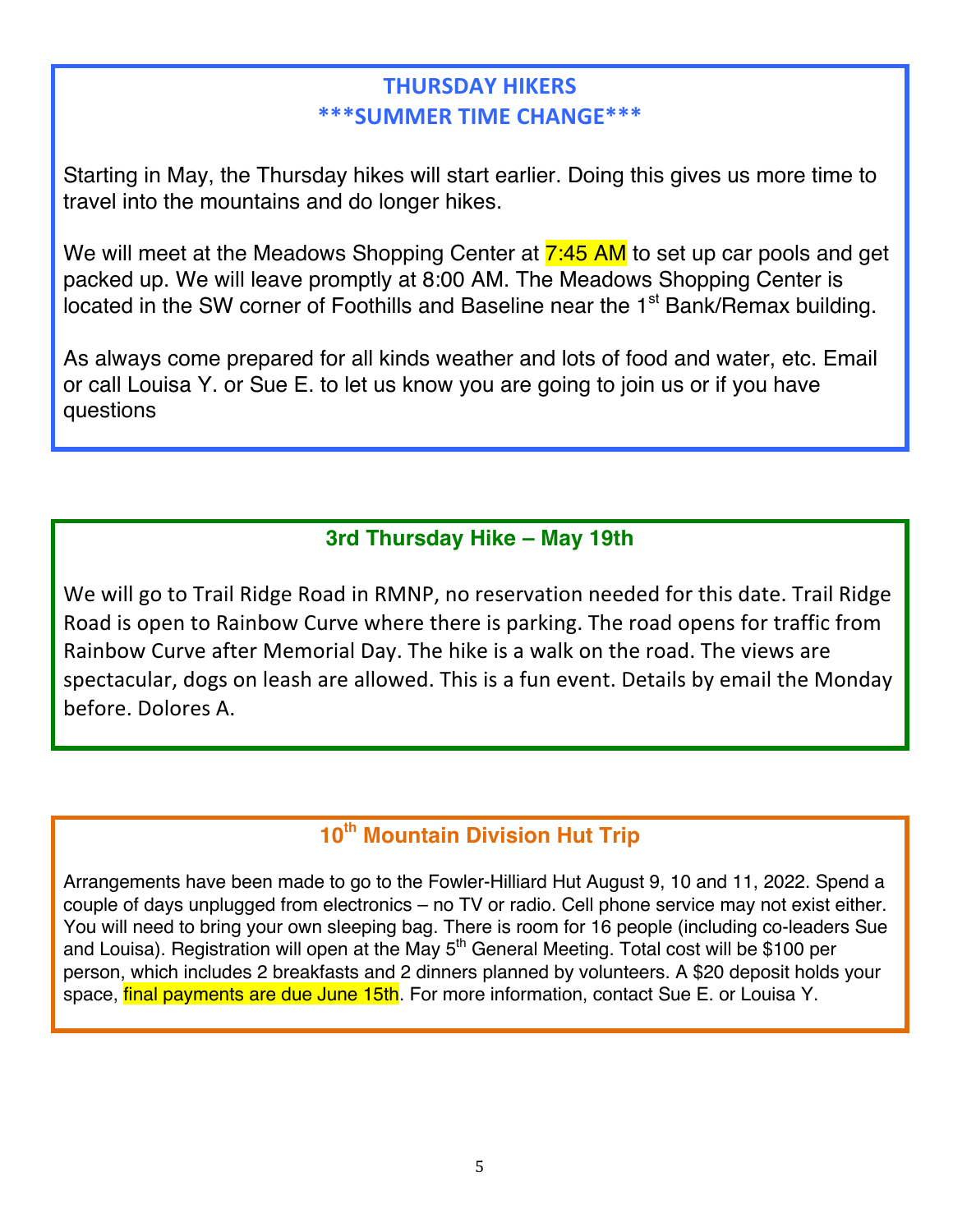## THURSDAY HIKERS
## ***SUMMER TIME CHANGE***

Starting in May, the Thursday hikes will start earlier. Doing this gives us more time to travel into the mountains and do longer hikes.

We will meet at the Meadows Shopping Center at 7:45 AM to set up car pools and get packed up. We will leave promptly at 8:00 AM. The Meadows Shopping Center is located in the SW corner of Foothills and Baseline near the 1st Bank/Remax building.

As always come prepared for all kinds weather and lots of food and water, etc. Email or call Louisa Y. or Sue E. to let us know you are going to join us or if you have questions

## 3rd Thursday Hike – May 19th

We will go to Trail Ridge Road in RMNP, no reservation needed for this date. Trail Ridge Road is open to Rainbow Curve where there is parking. The road opens for traffic from Rainbow Curve after Memorial Day. The hike is a walk on the road. The views are spectacular, dogs on leash are allowed. This is a fun event. Details by email the Monday before. Dolores A.

## 10th Mountain Division Hut Trip

Arrangements have been made to go to the Fowler-Hilliard Hut August 9, 10 and 11, 2022. Spend a couple of days unplugged from electronics – no TV or radio. Cell phone service may not exist either. You will need to bring your own sleeping bag. There is room for 16 people (including co-leaders Sue and Louisa). Registration will open at the May 5th General Meeting. Total cost will be $100 per person, which includes 2 breakfasts and 2 dinners planned by volunteers. A $20 deposit holds your space, final payments are due June 15th. For more information, contact Sue E. or Louisa Y.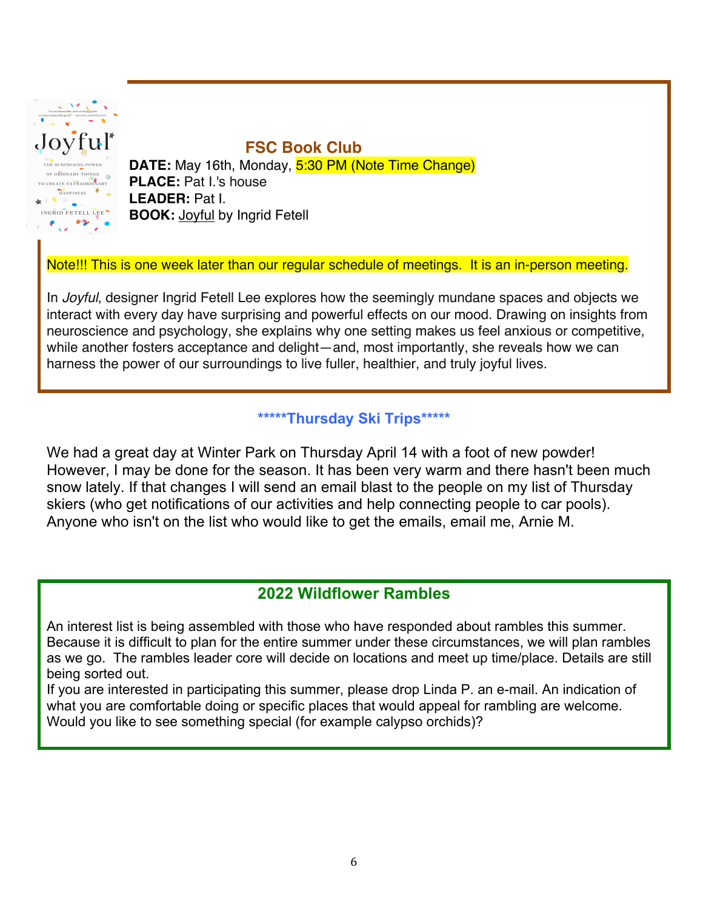## FSC Book Club

**DATE:** May 16th, Monday, 5:30 PM (Note Time Change)
**PLACE:** Pat I.'s house
**LEADER:** Pat I.
**BOOK:** Joyful by Ingrid Fetell

Note!!! This is one week later than our regular schedule of meetings. It is an in-person meeting.

In *Joyful*, designer Ingrid Fetell Lee explores how the seemingly mundane spaces and objects we interact with every day have surprising and powerful effects on our mood. Drawing on insights from neuroscience and psychology, she explains why one setting makes us feel anxious or competitive, while another fosters acceptance and delight—and, most importantly, she reveals how we can harness the power of our surroundings to live fuller, healthier, and truly joyful lives.

## *****Thursday Ski Trips*****

We had a great day at Winter Park on Thursday April 14 with a foot of new powder! However, I may be done for the season. It has been very warm and there hasn't been much snow lately. If that changes I will send an email blast to the people on my list of Thursday skiers (who get notifications of our activities and help connecting people to car pools). Anyone who isn't on the list who would like to get the emails, email me, Arnie M.

## 2022 Wildflower Rambles

An interest list is being assembled with those who have responded about rambles this summer. Because it is difficult to plan for the entire summer under these circumstances, we will plan rambles as we go. The rambles leader core will decide on locations and meet up time/place. Details are still being sorted out.

If you are interested in participating this summer, please drop Linda P. an e-mail. An indication of what you are comfortable doing or specific places that would appeal for rambling are welcome. Would you like to see something special (for example calypso orchids)?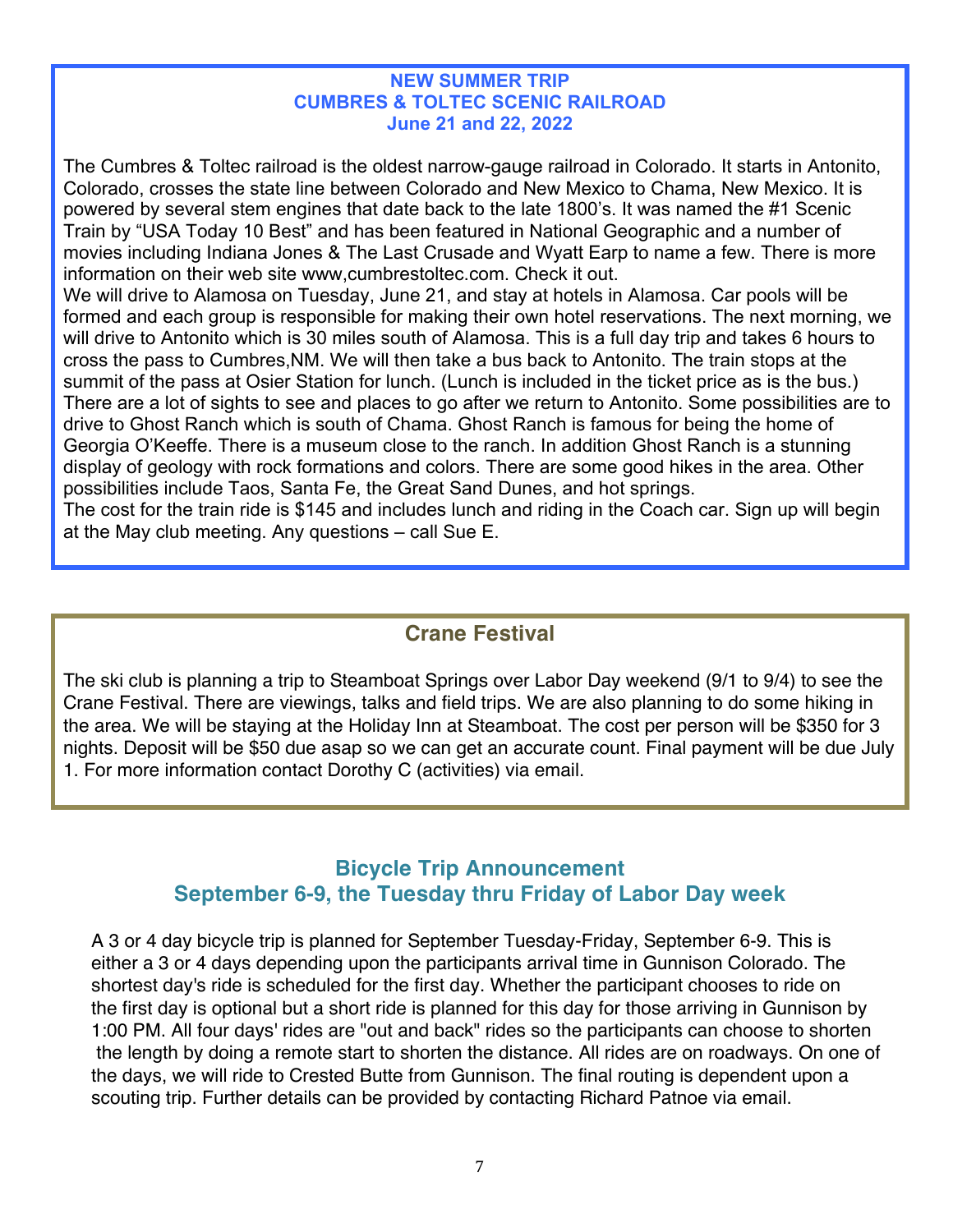## NEW SUMMER TRIP
## CUMBRES & TOLTEC SCENIC RAILROAD
## June 21 and 22, 2022

The Cumbres & Toltec railroad is the oldest narrow-gauge railroad in Colorado. It starts in Antonito, Colorado, crosses the state line between Colorado and New Mexico to Chama, New Mexico. It is powered by several stem engines that date back to the late 1800's. It was named the #1 Scenic Train by "USA Today 10 Best" and has been featured in National Geographic and a number of movies including Indiana Jones & The Last Crusade and Wyatt Earp to name a few. There is more information on their web site www,cumbrestoltec.com. Check it out.

We will drive to Alamosa on Tuesday, June 21, and stay at hotels in Alamosa. Car pools will be formed and each group is responsible for making their own hotel reservations. The next morning, we will drive to Antonito which is 30 miles south of Alamosa. This is a full day trip and takes 6 hours to cross the pass to Cumbres,NM. We will then take a bus back to Antonito. The train stops at the summit of the pass at Osier Station for lunch. (Lunch is included in the ticket price as is the bus.) There are a lot of sights to see and places to go after we return to Antonito. Some possibilities are to drive to Ghost Ranch which is south of Chama. Ghost Ranch is famous for being the home of Georgia O'Keeffe. There is a museum close to the ranch. In addition Ghost Ranch is a stunning display of geology with rock formations and colors. There are some good hikes in the area. Other possibilities include Taos, Santa Fe, the Great Sand Dunes, and hot springs.

The cost for the train ride is $145 and includes lunch and riding in the Coach car. Sign up will begin at the May club meeting. Any questions – call Sue E.

## Crane Festival

The ski club is planning a trip to Steamboat Springs over Labor Day weekend (9/1 to 9/4) to see the Crane Festival. There are viewings, talks and field trips. We are also planning to do some hiking in the area. We will be staying at the Holiday Inn at Steamboat. The cost per person will be $350 for 3 nights. Deposit will be $50 due asap so we can get an accurate count. Final payment will be due July 1. For more information contact Dorothy C (activities) via email.

## Bicycle Trip Announcement
## September 6-9, the Tuesday thru Friday of Labor Day week

A 3 or 4 day bicycle trip is planned for September Tuesday-Friday, September 6-9. This is either a 3 or 4 days depending upon the participants arrival time in Gunnison Colorado. The shortest day's ride is scheduled for the first day. Whether the participant chooses to ride on the first day is optional but a short ride is planned for this day for those arriving in Gunnison by 1:00 PM. All four days' rides are "out and back" rides so the participants can choose to shorten the length by doing a remote start to shorten the distance. All rides are on roadways. On one of the days, we will ride to Crested Butte from Gunnison. The final routing is dependent upon a scouting trip. Further details can be provided by contacting Richard Patnoe via email.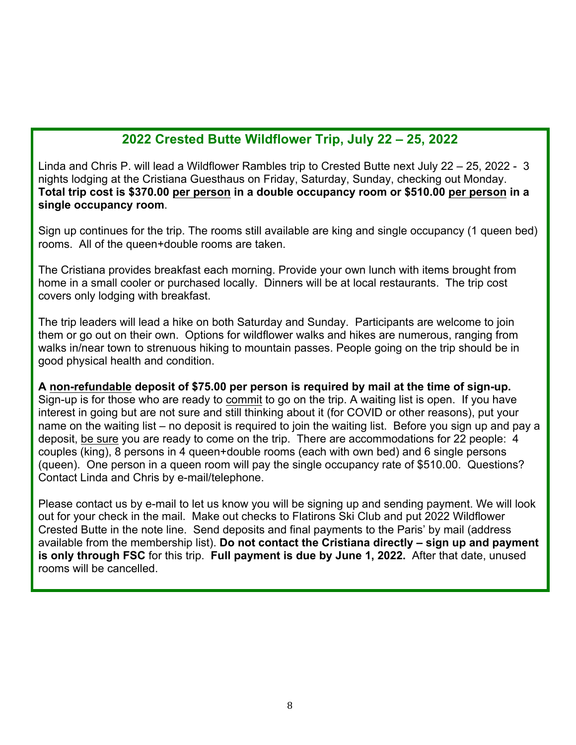## 2022 Crested Butte Wildflower Trip, July 22 – 25, 2022

Linda and Chris P. will lead a Wildflower Rambles trip to Crested Butte next July 22 – 25, 2022 - 3 nights lodging at the Cristiana Guesthaus on Friday, Saturday, Sunday, checking out Monday. **Total trip cost is $370.00 <u>per person</u> in a double occupancy room or $510.00 <u>per person</u> in a single occupancy room**.

Sign up continues for the trip. The rooms still available are king and single occupancy (1 queen bed) rooms. All of the queen+double rooms are taken.

The Cristiana provides breakfast each morning. Provide your own lunch with items brought from home in a small cooler or purchased locally. Dinners will be at local restaurants. The trip cost covers only lodging with breakfast.

The trip leaders will lead a hike on both Saturday and Sunday. Participants are welcome to join them or go out on their own. Options for wildflower walks and hikes are numerous, ranging from walks in/near town to strenuous hiking to mountain passes. People going on the trip should be in good physical health and condition.

**A <u>non-refundable</u> deposit of $75.00 per person is required by mail at the time of sign-up.** Sign-up is for those who are ready to <u>commit</u> to go on the trip. A waiting list is open. If you have interest in going but are not sure and still thinking about it (for COVID or other reasons), put your name on the waiting list – no deposit is required to join the waiting list. Before you sign up and pay a deposit, <u>be sure</u> you are ready to come on the trip. There are accommodations for 22 people: 4 couples (king), 8 persons in 4 queen+double rooms (each with own bed) and 6 single persons (queen). One person in a queen room will pay the single occupancy rate of $510.00. Questions? Contact Linda and Chris by e-mail/telephone.

Please contact us by e-mail to let us know you will be signing up and sending payment. We will look out for your check in the mail. Make out checks to Flatirons Ski Club and put 2022 Wildflower Crested Butte in the note line. Send deposits and final payments to the Paris' by mail (address available from the membership list). **Do not contact the Cristiana directly – sign up and payment is only through FSC** for this trip. **Full payment is due by June 1, 2022.** After that date, unused rooms will be cancelled.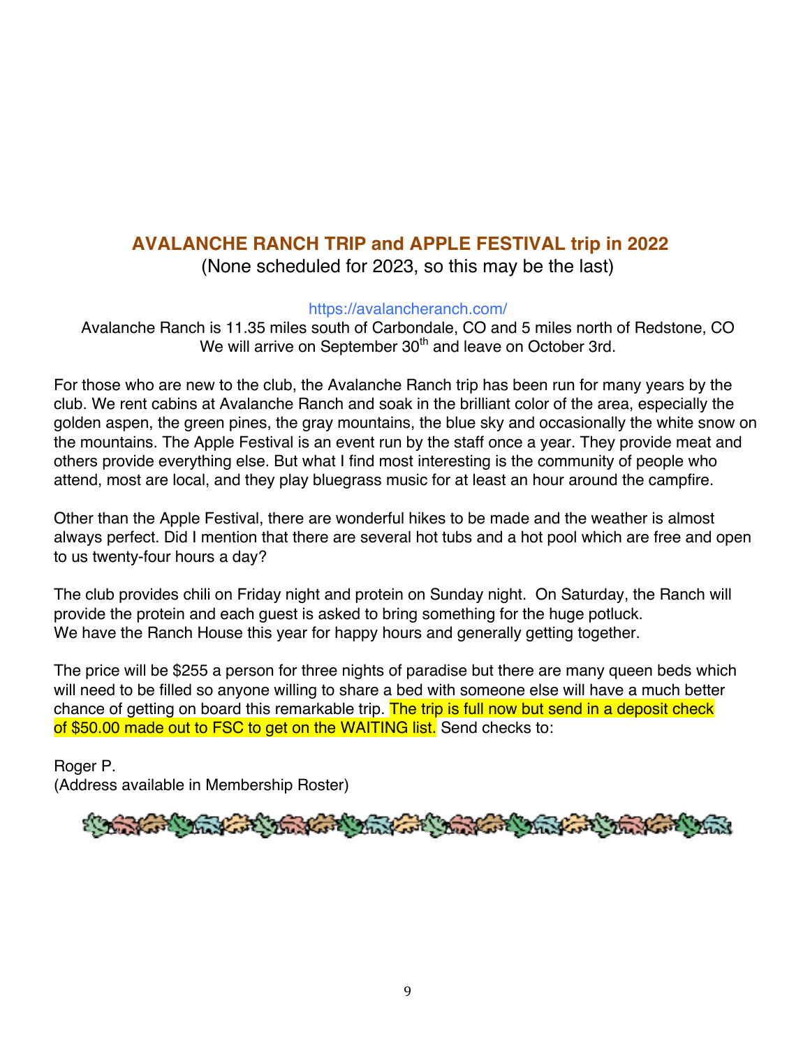## AVALANCHE RANCH TRIP and APPLE FESTIVAL trip in 2022

(None scheduled for 2023, so this may be the last)

https://avalancheranch.com/

Avalanche Ranch is 11.35 miles south of Carbondale, CO and 5 miles north of Redstone, CO
We will arrive on September 30th and leave on October 3rd.

For those who are new to the club, the Avalanche Ranch trip has been run for many years by the club. We rent cabins at Avalanche Ranch and soak in the brilliant color of the area, especially the golden aspen, the green pines, the gray mountains, the blue sky and occasionally the white snow on the mountains. The Apple Festival is an event run by the staff once a year. They provide meat and others provide everything else. But what I find most interesting is the community of people who attend, most are local, and they play bluegrass music for at least an hour around the campfire.

Other than the Apple Festival, there are wonderful hikes to be made and the weather is almost always perfect. Did I mention that there are several hot tubs and a hot pool which are free and open to us twenty-four hours a day?

The club provides chili on Friday night and protein on Sunday night. On Saturday, the Ranch will provide the protein and each guest is asked to bring something for the huge potluck.
We have the Ranch House this year for happy hours and generally getting together.

The price will be $255 a person for three nights of paradise but there are many queen beds which will need to be filled so anyone willing to share a bed with someone else will have a much better chance of getting on board this remarkable trip. The trip is full now but send in a deposit check of $50.00 made out to FSC to get on the WAITING list. Send checks to:

Roger P.
(Address available in Membership Roster)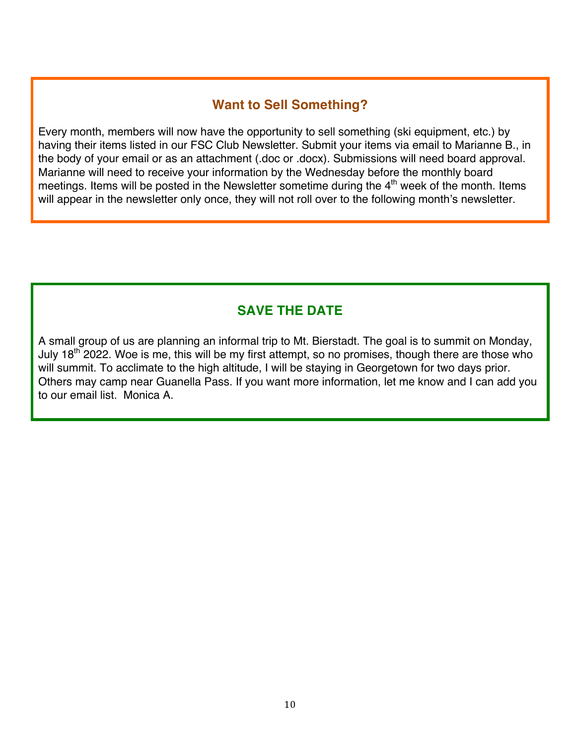## Want to Sell Something?

Every month, members will now have the opportunity to sell something (ski equipment, etc.) by having their items listed in our FSC Club Newsletter. Submit your items via email to Marianne B., in the body of your email or as an attachment (.doc or .docx). Submissions will need board approval. Marianne will need to receive your information by the Wednesday before the monthly board meetings. Items will be posted in the Newsletter sometime during the 4th week of the month. Items will appear in the newsletter only once, they will not roll over to the following month's newsletter.

## SAVE THE DATE

A small group of us are planning an informal trip to Mt. Bierstadt. The goal is to summit on Monday, July 18th 2022. Woe is me, this will be my first attempt, so no promises, though there are those who will summit. To acclimate to the high altitude, I will be staying in Georgetown for two days prior. Others may camp near Guanella Pass. If you want more information, let me know and I can add you to our email list. Monica A.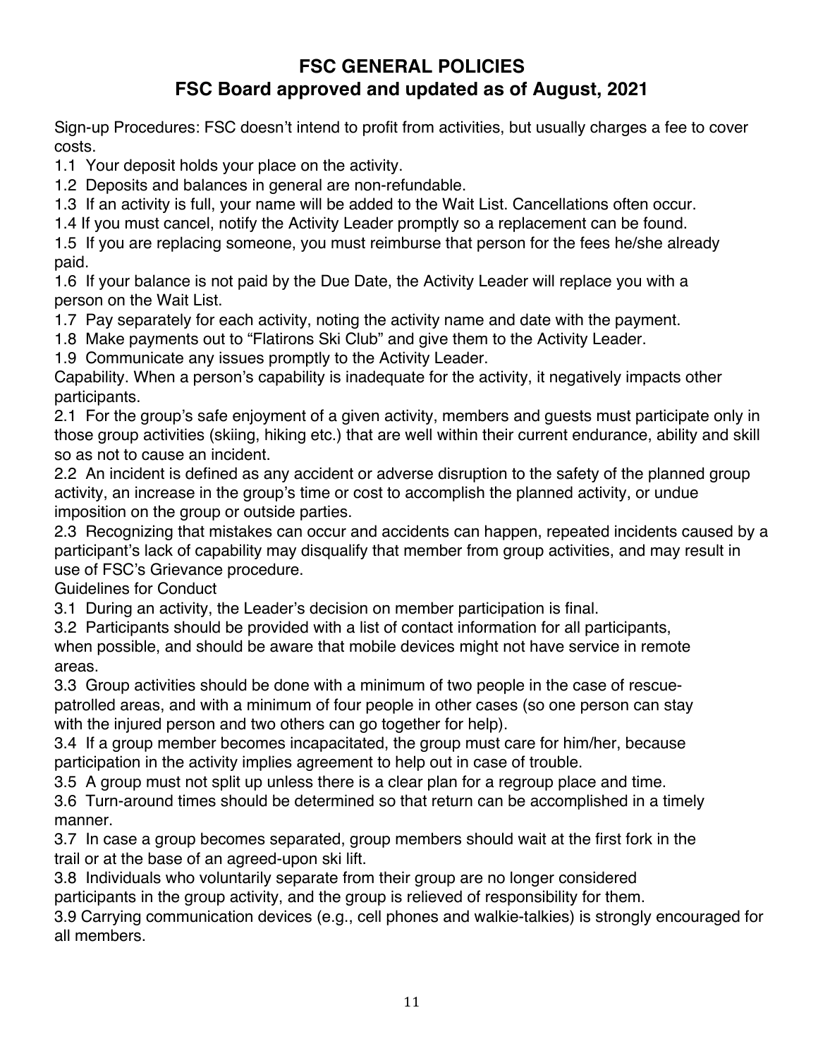# FSC GENERAL POLICIES
## FSC Board approved and updated as of August, 2021

Sign-up Procedures: FSC doesn't intend to profit from activities, but usually charges a fee to cover costs.

1.1 Your deposit holds your place on the activity.
1.2 Deposits and balances in general are non-refundable.
1.3 If an activity is full, your name will be added to the Wait List. Cancellations often occur.
1.4 If you must cancel, notify the Activity Leader promptly so a replacement can be found.
1.5 If you are replacing someone, you must reimburse that person for the fees he/she already paid.
1.6 If your balance is not paid by the Due Date, the Activity Leader will replace you with a person on the Wait List.
1.7 Pay separately for each activity, noting the activity name and date with the payment.
1.8 Make payments out to "Flatirons Ski Club" and give them to the Activity Leader.
1.9 Communicate any issues promptly to the Activity Leader.

Capability. When a person's capability is inadequate for the activity, it negatively impacts other participants.

2.1 For the group's safe enjoyment of a given activity, members and guests must participate only in those group activities (skiing, hiking etc.) that are well within their current endurance, ability and skill so as not to cause an incident.
2.2 An incident is defined as any accident or adverse disruption to the safety of the planned group activity, an increase in the group's time or cost to accomplish the planned activity, or undue imposition on the group or outside parties.
2.3 Recognizing that mistakes can occur and accidents can happen, repeated incidents caused by a participant's lack of capability may disqualify that member from group activities, and may result in use of FSC's Grievance procedure.

Guidelines for Conduct

3.1 During an activity, the Leader's decision on member participation is final.
3.2 Participants should be provided with a list of contact information for all participants, when possible, and should be aware that mobile devices might not have service in remote areas.
3.3 Group activities should be done with a minimum of two people in the case of rescue-patrolled areas, and with a minimum of four people in other cases (so one person can stay with the injured person and two others can go together for help).
3.4 If a group member becomes incapacitated, the group must care for him/her, because participation in the activity implies agreement to help out in case of trouble.
3.5 A group must not split up unless there is a clear plan for a regroup place and time.
3.6 Turn-around times should be determined so that return can be accomplished in a timely manner.
3.7 In case a group becomes separated, group members should wait at the first fork in the trail or at the base of an agreed-upon ski lift.
3.8 Individuals who voluntarily separate from their group are no longer considered participants in the group activity, and the group is relieved of responsibility for them.
3.9 Carrying communication devices (e.g., cell phones and walkie-talkies) is strongly encouraged for all members.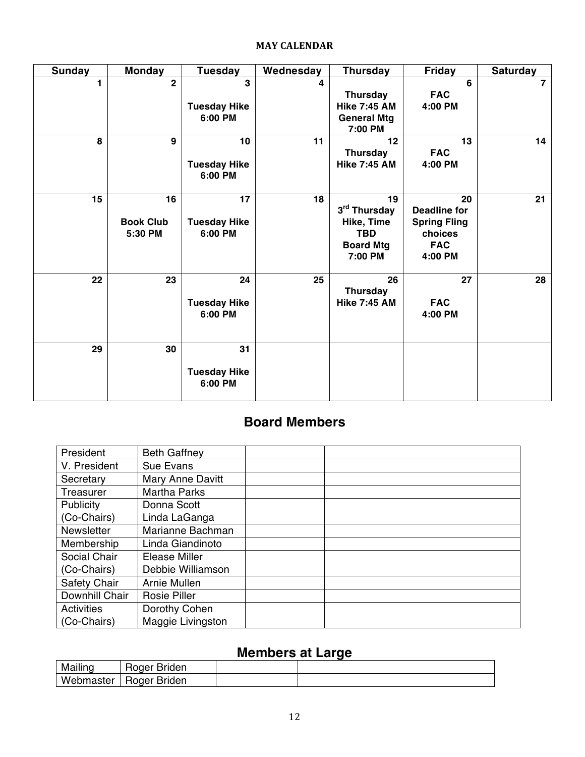**MAY CALENDAR**

| Sunday | Monday | Tuesday | Wednesday | Thursday | Friday | Saturday |
|---|---|---|---|---|---|---|
| 1 | 2 | 3<br>Tuesday Hike 6:00 PM | 4 | Thursday Hike 7:45 AM<br>General Mtg 7:00 PM | 6<br>FAC 4:00 PM | 7 |
| 8 | 9 | 10<br>Tuesday Hike 6:00 PM | 11 | 12<br>Thursday Hike 7:45 AM | 13<br>FAC 4:00 PM | 14 |
| 15 | 16<br>Book Club 5:30 PM | 17<br>Tuesday Hike 6:00 PM | 18 | 19<br>3rd Thursday Hike, Time TBD<br>Board Mtg 7:00 PM | 20<br>Deadline for Spring Fling choices<br>FAC 4:00 PM | 21 |
| 22 | 23 | 24<br>Tuesday Hike 6:00 PM | 25 | 26<br>Thursday Hike 7:45 AM | 27<br>FAC 4:00 PM | 28 |
| 29 | 30 | 31<br>Tuesday Hike 6:00 PM | | | | |

## Board Members

| | | | |
|---|---|---|---|
| President | Beth Gaffney | | |
| V. President | Sue Evans | | |
| Secretary | Mary Anne Davitt | | |
| Treasurer | Martha Parks | | |
| Publicity (Co-Chairs) | Donna Scott<br>Linda LaGanga | | |
| Newsletter | Marianne Bachman | | |
| Membership | Linda Giandinoto | | |
| Social Chair (Co-Chairs) | Elease Miller<br>Debbie Williamson | | |
| Safety Chair | Arnie Mullen | | |
| Downhill Chair | Rosie Piller | | |
| Activities (Co-Chairs) | Dorothy Cohen<br>Maggie Livingston | | |

## Members at Large

| | | | |
|---|---|---|---|
| Mailing | Roger Briden | | |
| Webmaster | Roger Briden | | |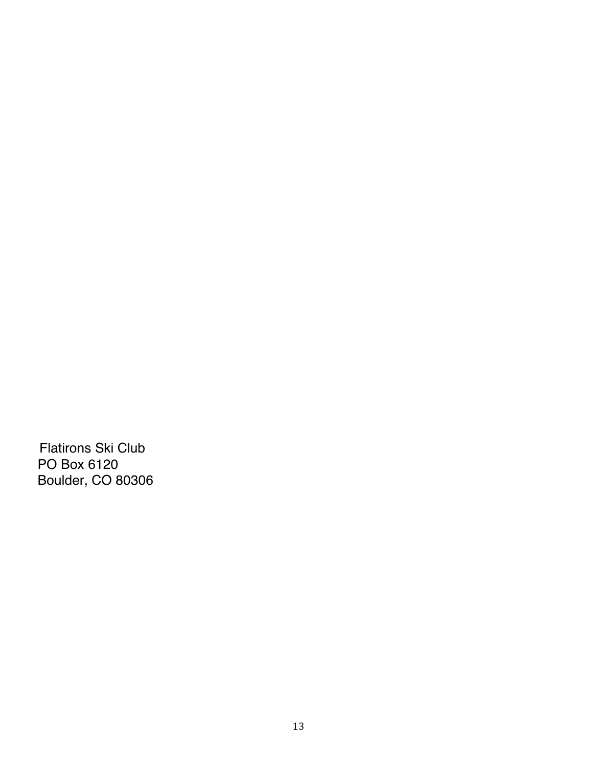Flatirons Ski Club
PO Box 6120
Boulder, CO 80306